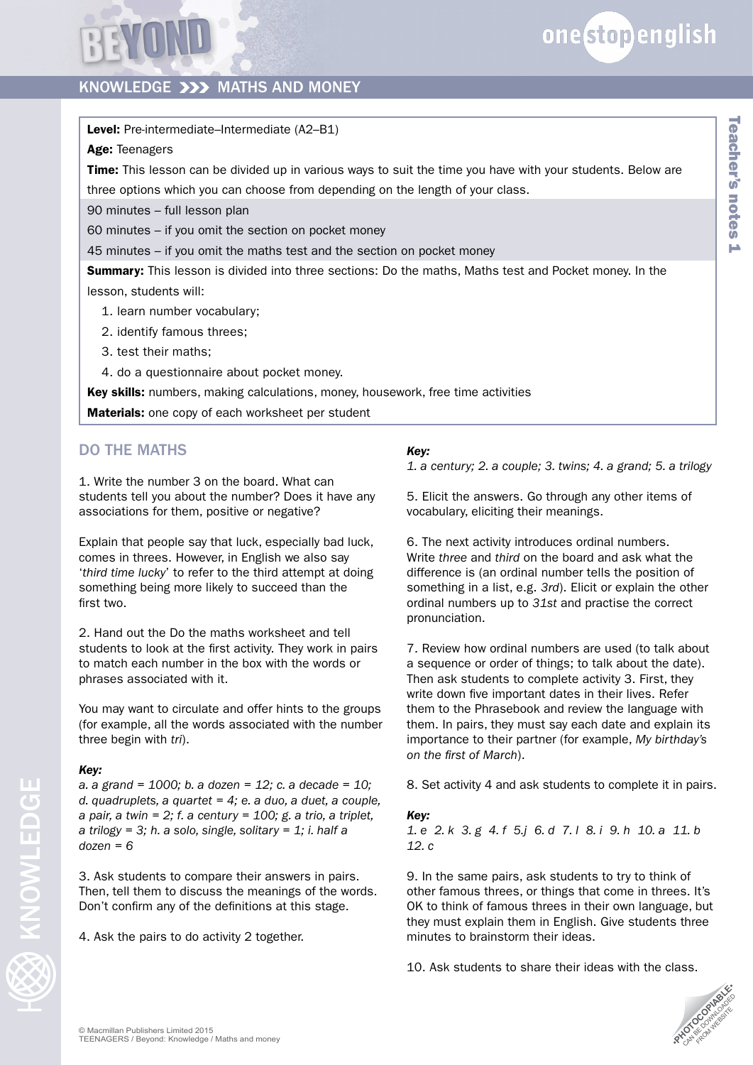## KNOWLEDGE >>> MATHS AND MONEY

**Level:** Pre-intermediate–Intermediate (A2–B1)

**Age:** Teenagers

**Time:** This lesson can be divided up in various ways to suit the time you have with your students. Below are three options which you can choose from depending on the length of your class.

90 minutes – full lesson plan

60 minutes – if you omit the section on pocket money

45 minutes – if you omit the maths test and the section on pocket money

**Summary:** This lesson is divided into three sections: Do the maths, Maths test and Pocket money. In the lesson, students will:

1. learn number vocabulary;
2. identify famous threes;
3. test their maths;
4. do a questionnaire about pocket money.

**Key skills:** numbers, making calculations, money, housework, free time activities

**Materials:** one copy of each worksheet per student

## DO THE MATHS

1. Write the number 3 on the board. What can students tell you about the number? Does it have any associations for them, positive or negative?

Explain that people say that luck, especially bad luck, comes in threes. However, in English we also say '*third time lucky*' to refer to the third attempt at doing something being more likely to succeed than the first two.

2. Hand out the Do the maths worksheet and tell students to look at the first activity. They work in pairs to match each number in the box with the words or phrases associated with it.

You may want to circulate and offer hints to the groups (for example, all the words associated with the number three begin with *tri*).

***Key:***

*a. a grand = 1000; b. a dozen = 12; c. a decade = 10; d. quadruplets, a quartet = 4; e. a duo, a duet, a couple, a pair, a twin = 2; f. a century = 100; g. a trio, a triplet, a trilogy = 3; h. a solo, single, solitary = 1; i. half a dozen = 6*

3. Ask students to compare their answers in pairs. Then, tell them to discuss the meanings of the words. Don't confirm any of the definitions at this stage.

4. Ask the pairs to do activity 2 together.

***Key:***

*1. a century; 2. a couple; 3. twins; 4. a grand; 5. a trilogy*

5. Elicit the answers. Go through any other items of vocabulary, eliciting their meanings.

6. The next activity introduces ordinal numbers. Write *three* and *third* on the board and ask what the difference is (an ordinal number tells the position of something in a list, e.g. *3rd*). Elicit or explain the other ordinal numbers up to *31st* and practise the correct pronunciation.

7. Review how ordinal numbers are used (to talk about a sequence or order of things; to talk about the date). Then ask students to complete activity 3. First, they write down five important dates in their lives. Refer them to the Phrasebook and review the language with them. In pairs, they must say each date and explain its importance to their partner (for example, *My birthday's on the first of March*).

8. Set activity 4 and ask students to complete it in pairs.

***Key:***

*1. e 2. k 3. g 4. f 5. j 6. d 7. l 8. i 9. h 10. a 11. b 12. c*

9. In the same pairs, ask students to try to think of other famous threes, or things that come in threes. It's OK to think of famous threes in their own language, but they must explain them in English. Give students three minutes to brainstorm their ideas.

10. Ask students to share their ideas with the class.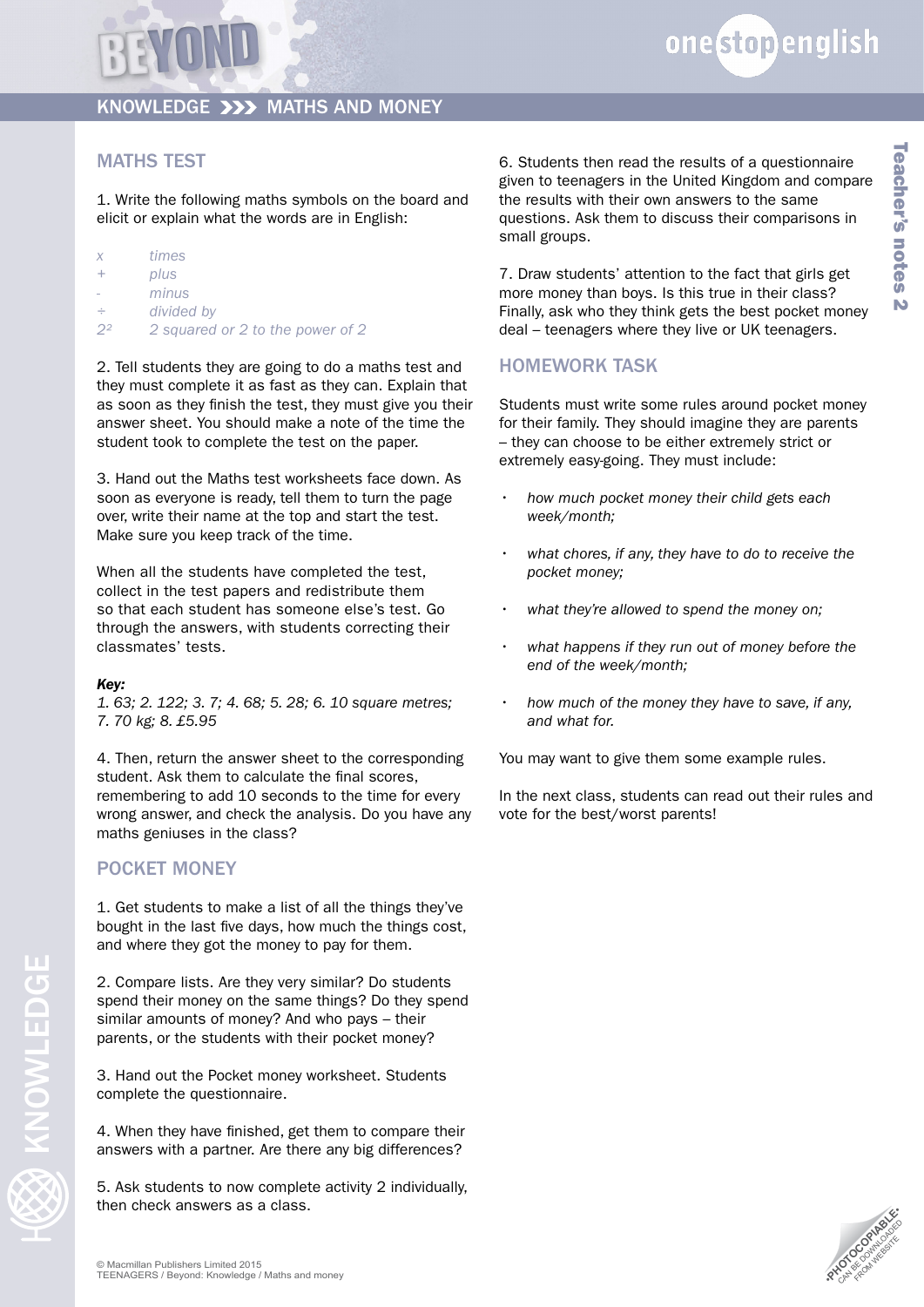# KNOWLEDGE >>> MATHS AND MONEY

## MATHS TEST

1. Write the following maths symbols on the board and elicit or explain what the words are in English:

| | |
|---|---|
| *x* | *times* |
| *+* | *plus* |
| *-* | *minus* |
| *÷* | *divided by* |
| *$2^2$* | *2 squared or 2 to the power of 2* |

2. Tell students they are going to do a maths test and they must complete it as fast as they can. Explain that as soon as they finish the test, they must give you their answer sheet. You should make a note of the time the student took to complete the test on the paper.

3. Hand out the Maths test worksheets face down. As soon as everyone is ready, tell them to turn the page over, write their name at the top and start the test. Make sure you keep track of the time.

When all the students have completed the test, collect in the test papers and redistribute them so that each student has someone else's test. Go through the answers, with students correcting their classmates' tests.

***Key:***
*1. 63; 2. 122; 3. 7; 4. 68; 5. 28; 6. 10 square metres; 7. 70 kg; 8. £5.95*

4. Then, return the answer sheet to the corresponding student. Ask them to calculate the final scores, remembering to add 10 seconds to the time for every wrong answer, and check the analysis. Do you have any maths geniuses in the class?

## POCKET MONEY

1. Get students to make a list of all the things they've bought in the last five days, how much the things cost, and where they got the money to pay for them.

2. Compare lists. Are they very similar? Do students spend their money on the same things? Do they spend similar amounts of money? And who pays – their parents, or the students with their pocket money?

3. Hand out the Pocket money worksheet. Students complete the questionnaire.

4. When they have finished, get them to compare their answers with a partner. Are there any big differences?

5. Ask students to now complete activity 2 individually, then check answers as a class.

6. Students then read the results of a questionnaire given to teenagers in the United Kingdom and compare the results with their own answers to the same questions. Ask them to discuss their comparisons in small groups.

7. Draw students' attention to the fact that girls get more money than boys. Is this true in their class? Finally, ask who they think gets the best pocket money deal – teenagers where they live or UK teenagers.

## HOMEWORK TASK

Students must write some rules around pocket money for their family. They should imagine they are parents – they can choose to be either extremely strict or extremely easy-going. They must include:

- *how much pocket money their child gets each week/month;*
- *what chores, if any, they have to do to receive the pocket money;*
- *what they're allowed to spend the money on;*
- *what happens if they run out of money before the end of the week/month;*
- *how much of the money they have to save, if any, and what for.*

You may want to give them some example rules.

In the next class, students can read out their rules and vote for the best/worst parents!

© Macmillan Publishers Limited 2015
TEENAGERS / Beyond: Knowledge / Maths and money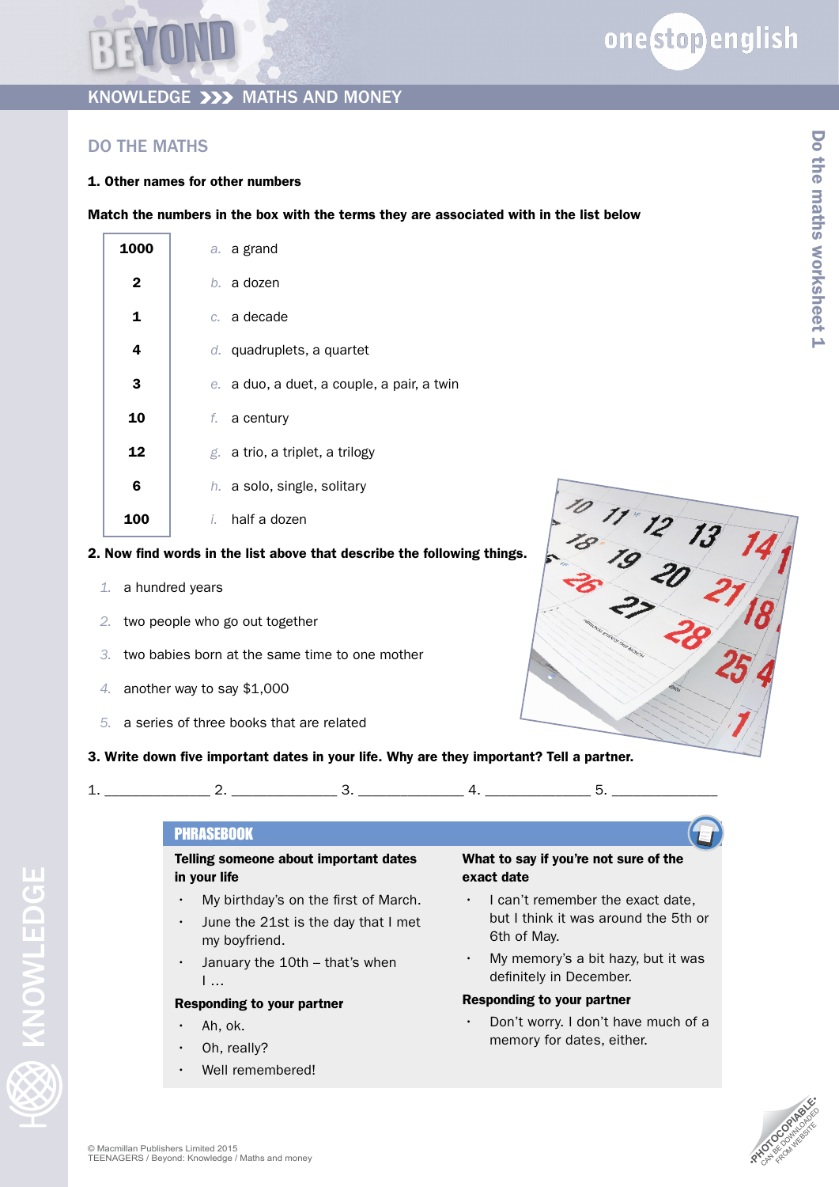# DO THE MATHS

### 1. Other names for other numbers

**Match the numbers in the box with the terms they are associated with in the list below**

| |
|---|
| **1000** |
| **2** |
| **1** |
| **4** |
| **3** |
| **10** |
| **12** |
| **6** |
| **100** |

a. a grand

b. a dozen

c. a decade

d. quadruplets, a quartet

e. a duo, a duet, a couple, a pair, a twin

f. a century

g. a trio, a triplet, a trilogy

h. a solo, single, solitary

i. half a dozen

### 2. Now find words in the list above that describe the following things.

1. a hundred years
2. two people who go out together
3. two babies born at the same time to one mother
4. another way to say $1,000
5. a series of three books that are related

### 3. Write down five important dates in your life. Why are they important? Tell a partner.

1. ______________ 2. ______________ 3. ______________ 4. ______________ 5. ______________

## PHRASEBOOK

**Telling someone about important dates in your life**

- My birthday's on the first of March.
- June the 21st is the day that I met my boyfriend.
- January the 10th – that's when I …

**Responding to your partner**

- Ah, ok.
- Oh, really?
- Well remembered!

**What to say if you're not sure of the exact date**

- I can't remember the exact date, but I think it was around the 5th or 6th of May.
- My memory's a bit hazy, but it was definitely in December.

**Responding to your partner**

- Don't worry. I don't have much of a memory for dates, either.

© Macmillan Publishers Limited 2015
TEENAGERS / Beyond: Knowledge / Maths and money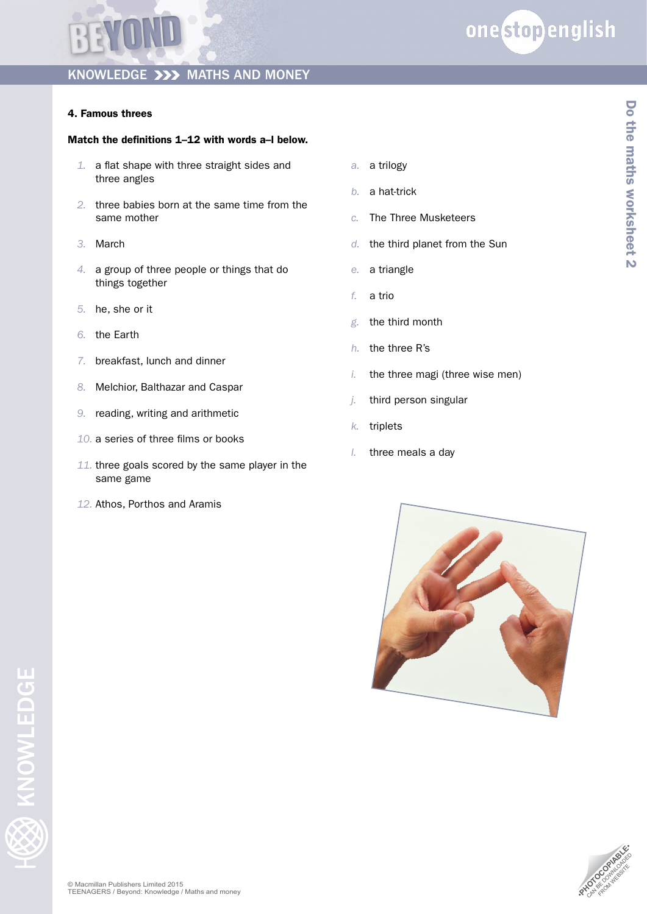## 4. Famous threes

**Match the definitions 1–12 with words a–l below.**

1. a flat shape with three straight sides and three angles
2. three babies born at the same time from the same mother
3. March
4. a group of three people or things that do things together
5. he, she or it
6. the Earth
7. breakfast, lunch and dinner
8. Melchior, Balthazar and Caspar
9. reading, writing and arithmetic
10. a series of three films or books
11. three goals scored by the same player in the same game
12. Athos, Porthos and Aramis

a. a trilogy
b. a hat-trick
c. The Three Musketeers
d. the third planet from the Sun
e. a triangle
f. a trio
g. the third month
h. the three R's
i. the three magi (three wise men)
j. third person singular
k. triplets
l. three meals a day

© Macmillan Publishers Limited 2015
TEENAGERS / Beyond: Knowledge / Maths and money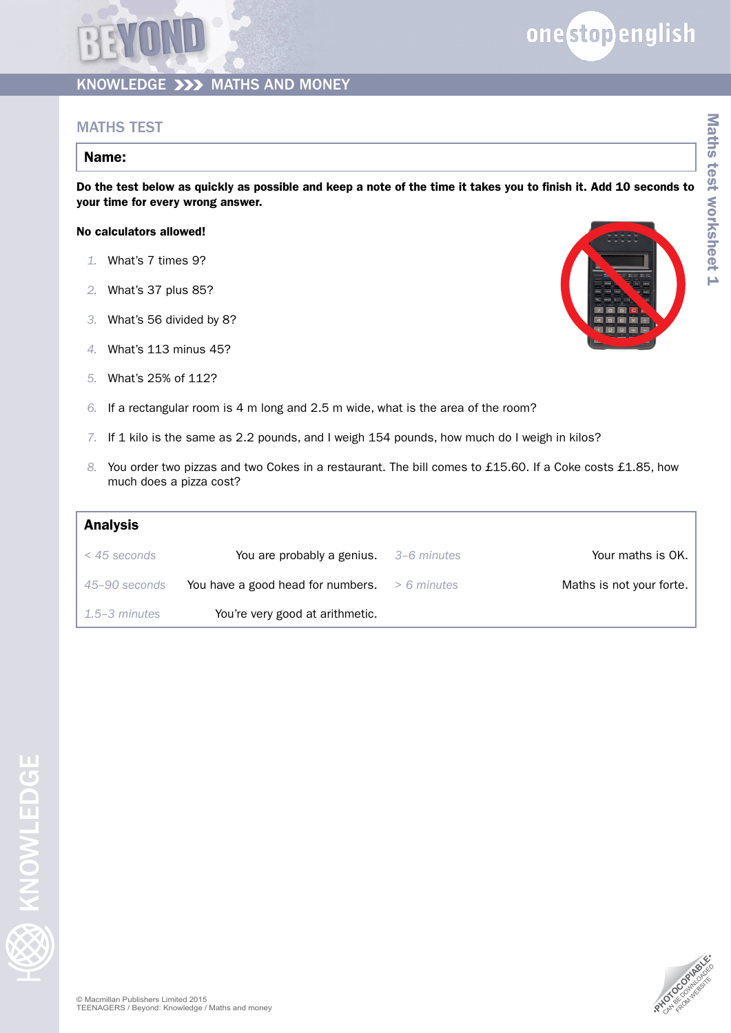## MATHS TEST

**Name:**

**Do the test below as quickly as possible and keep a note of the time it takes you to finish it. Add 10 seconds to your time for every wrong answer.**

**No calculators allowed!**

1. What's 7 times 9?
2. What's 37 plus 85?
3. What's 56 divided by 8?
4. What's 113 minus 45?
5. What's 25% of 112?
6. If a rectangular room is 4 m long and 2.5 m wide, what is the area of the room?
7. If 1 kilo is the same as 2.2 pounds, and I weigh 154 pounds, how much do I weigh in kilos?
8. You order two pizzas and two Cokes in a restaurant. The bill comes to £15.60. If a Coke costs £1.85, how much does a pizza cost?

### Analysis

| | | | |
|---|---|---|---|
| *< 45 seconds* | You are probably a genius. | *3–6 minutes* | Your maths is OK. |
| *45–90 seconds* | You have a good head for numbers. | *> 6 minutes* | Maths is not your forte. |
| *1.5–3 minutes* | You're very good at arithmetic. | | |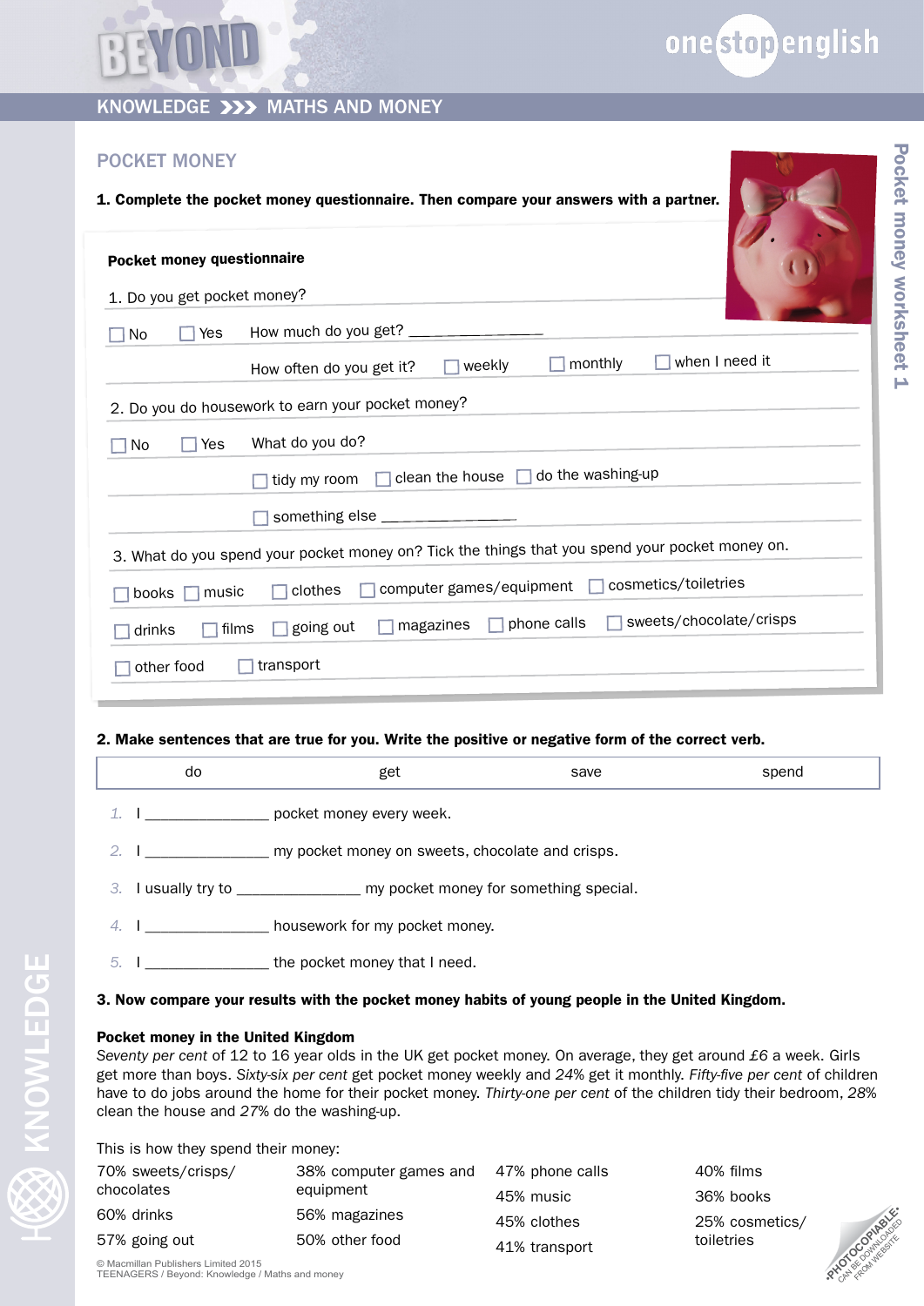## POCKET MONEY

**1. Complete the pocket money questionnaire. Then compare your answers with a partner.**

**Pocket money questionnaire**

1. Do you get pocket money?

☐ No ☐ Yes How much do you get? _______________

How often do you get it? ☐ weekly ☐ monthly ☐ when I need it

2. Do you do housework to earn your pocket money?

☐ No ☐ Yes What do you do?

☐ tidy my room ☐ clean the house ☐ do the washing-up

☐ something else _______________

3. What do you spend your pocket money on? Tick the things that you spend your pocket money on.

☐ books ☐ music ☐ clothes ☐ computer games/equipment ☐ cosmetics/toiletries

☐ drinks ☐ films ☐ going out ☐ magazines ☐ phone calls ☐ sweets/chocolate/crisps

☐ other food ☐ transport

**2. Make sentences that are true for you. Write the positive or negative form of the correct verb.**

| do | get | save | spend |
|---|---|---|---|

1. I _______________ pocket money every week.
2. I _______________ my pocket money on sweets, chocolate and crisps.
3. I usually try to _______________ my pocket money for something special.
4. I _______________ housework for my pocket money.
5. I _______________ the pocket money that I need.

**3. Now compare your results with the pocket money habits of young people in the United Kingdom.**

**Pocket money in the United Kingdom**

*Seventy per cent* of 12 to 16 year olds in the UK get pocket money. On average, they get around £6 a week. Girls get more than boys. *Sixty-six per cent* get pocket money weekly and *24%* get it monthly. *Fifty-five per cent* of children have to do jobs around the home for their pocket money. *Thirty-one per cent* of the children tidy their bedroom, *28%* clean the house and *27%* do the washing-up.

This is how they spend their money:

70% sweets/crisps/chocolates
60% drinks
57% going out
38% computer games and equipment
56% magazines
50% other food
47% phone calls
45% music
45% clothes
41% transport
40% films
36% books
25% cosmetics/toiletries